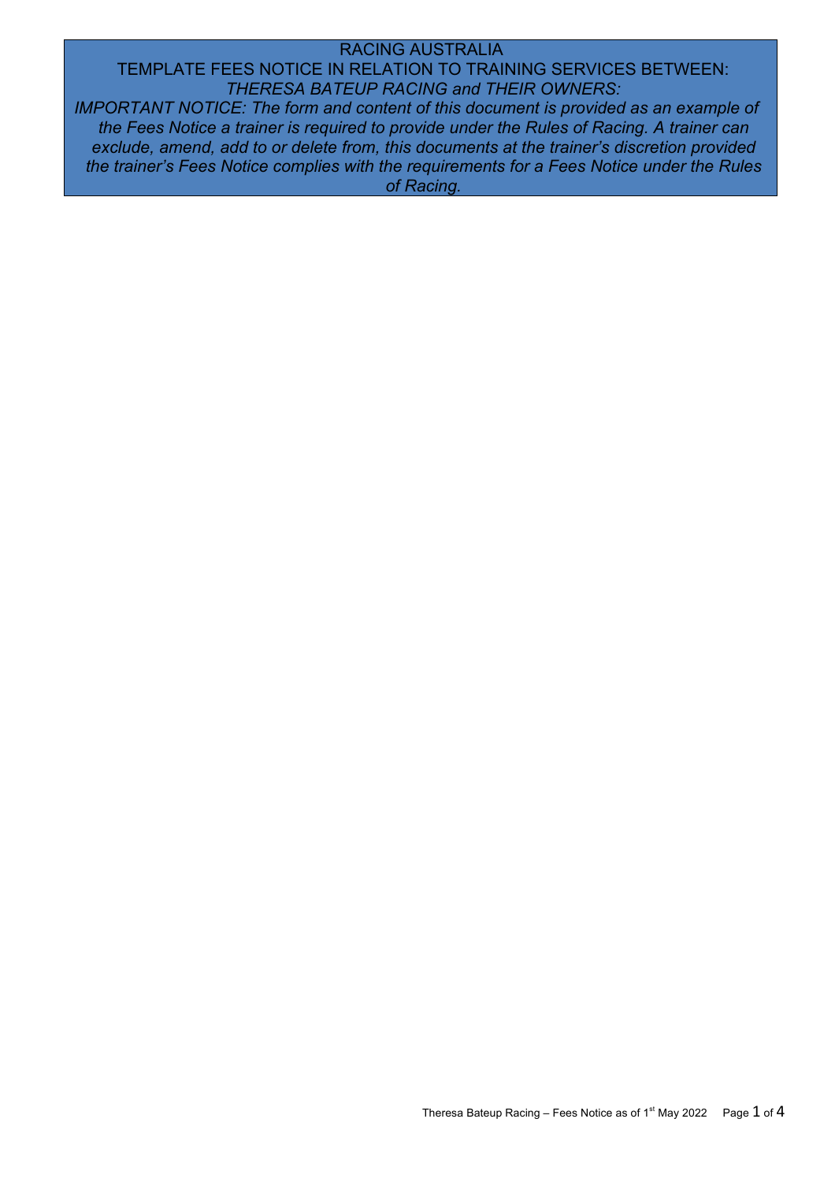# RACING AUSTRALIA

## TEMPLATE FEES NOTICE IN RELATION TO TRAINING SERVICES BETWEEN:

## *THERESA BATEUP RACING and THEIR OWNERS:*

*IMPORTANT NOTICE: The form and content of this document is provided as an example of the Fees Notice a trainer is required to provide under the Rules of Racing. A trainer can exclude, amend, add to or delete from, this documents at the trainer's discretion provided the trainer's Fees Notice complies with the requirements for a Fees Notice under the Rules of Racing.*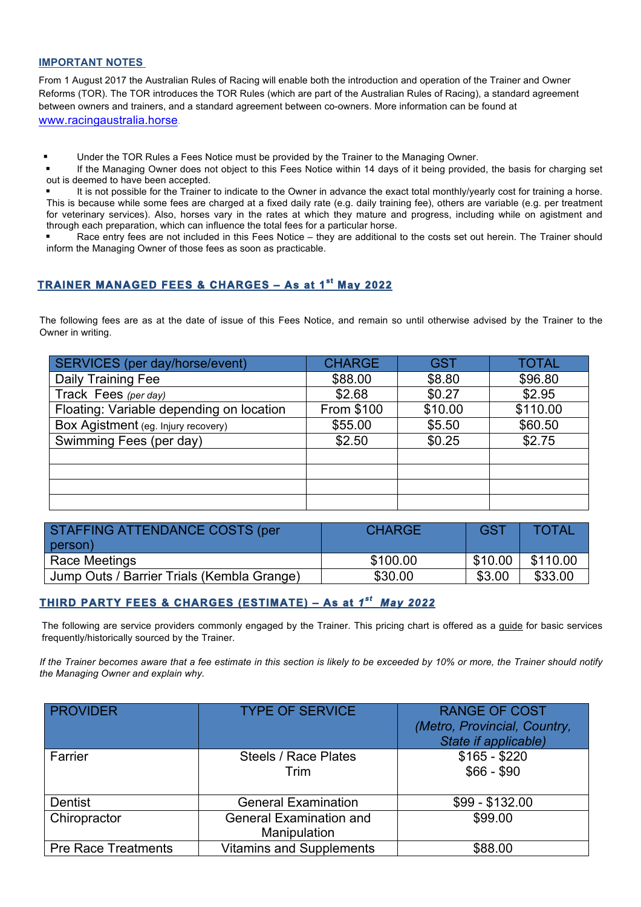## IMPORTANT NOTES

From 1 August 2017 the Australian Rules of Racing will enable both the introduction and operation of the Trainer and Owner Reforms (TOR). The TOR introduces the TOR Rules (which are part of the Australian Rules of Racing), a standard agreement between owners and trainers, and a standard agreement between co-owners. More information can be found at www.racingaustralia.horse.

- Under the TOR Rules a Fees Notice must be provided by the Trainer to the Managing Owner.
- If the Managing Owner does not object to this Fees Notice within 14 days of it being provided, the basis for charging set out is deemed to have been accepted.
- It is not possible for the Trainer to indicate to the Owner in advance the exact total monthly/yearly cost for training a horse. This is because while some fees are charged at a fixed daily rate (e.g. daily training fee), others are variable (e.g. per treatment for veterinary services). Also, horses vary in the rates at which they mature and progress, including while on agistment and through each preparation, which can influence the total fees for a particular horse.
- Race entry fees are not included in this Fees Notice – they are additional to the costs set out herein. The Trainer should inform the Managing Owner of those fees as soon as practicable.

## TRAINER MANAGED FEES & CHARGES – As at 1st May 2022

The following fees are as at the date of issue of this Fees Notice, and remain so until otherwise advised by the Trainer to the Owner in writing.

| SERVICES (per day/horse/event) | CHARGE | GST | TOTAL |
|---|---|---|---|
| Daily Training Fee | $88.00 | $8.80 | $96.80 |
| Track Fees *(per day)* | $2.68 | $0.27 | $2.95 |
| Floating: Variable depending on location | From $100 | $10.00 | $110.00 |
| Box Agistment (eg. Injury recovery) | $55.00 | $5.50 | $60.50 |
| Swimming Fees (per day) | $2.50 | $0.25 | $2.75 |
| | | | |
| | | | |
| | | | |
| | | | |

| STAFFING ATTENDANCE COSTS (per person) | CHARGE | GST | TOTAL |
|---|---|---|---|
| Race Meetings | $100.00 | $10.00 | $110.00 |
| Jump Outs / Barrier Trials (Kembla Grange) | $30.00 | $3.00 | $33.00 |

## THIRD PARTY FEES & CHARGES (ESTIMATE) – As at *1st May 2022*

The following are service providers commonly engaged by the Trainer. This pricing chart is offered as a guide for basic services frequently/historically sourced by the Trainer.

*If the Trainer becomes aware that a fee estimate in this section is likely to be exceeded by 10% or more, the Trainer should notify the Managing Owner and explain why.*

| PROVIDER | TYPE OF SERVICE | RANGE OF COST *(Metro, Provincial, Country, State if applicable)* |
|---|---|---|
| Farrier | Steels / Race Plates<br>Trim | $165 - $220<br>$66 - $90 |
| Dentist | General Examination | $99 - $132.00 |
| Chiropractor | General Examination and Manipulation | $99.00 |
| Pre Race Treatments | Vitamins and Supplements | $88.00 |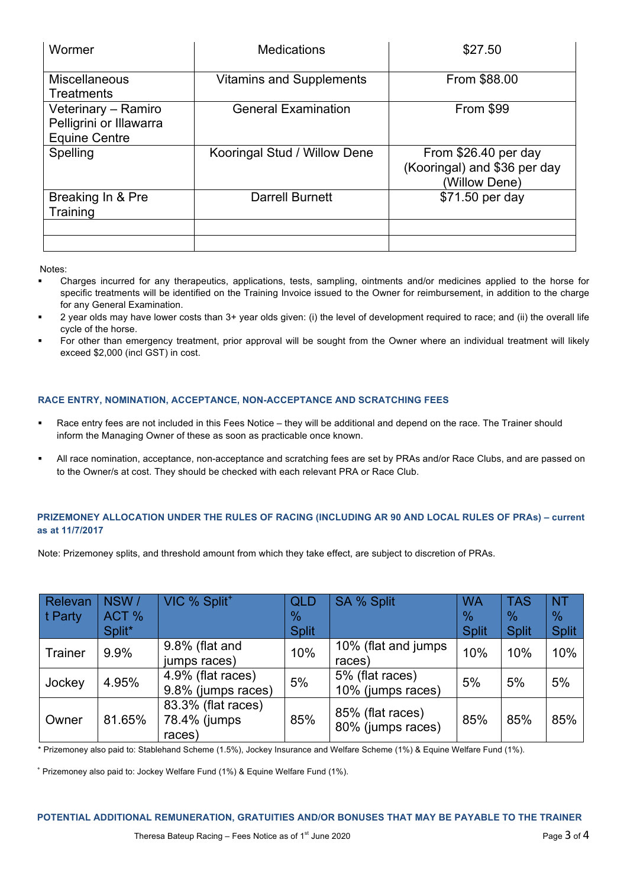| Wormer | Medications | $27.50 |
|---|---|---|
| Miscellaneous Treatments | Vitamins and Supplements | From $88.00 |
| Veterinary – Ramiro Pelligrini or Illawarra Equine Centre | General Examination | From $99 |
| Spelling | Kooringal Stud / Willow Dene | From $26.40 per day (Kooringal) and $36 per day (Willow Dene) |
| Breaking In & Pre Training | Darrell Burnett | $71.50 per day |
| | | |
| | | |

Notes:

- Charges incurred for any therapeutics, applications, tests, sampling, ointments and/or medicines applied to the horse for specific treatments will be identified on the Training Invoice issued to the Owner for reimbursement, in addition to the charge for any General Examination.
- 2 year olds may have lower costs than 3+ year olds given: (i) the level of development required to race; and (ii) the overall life cycle of the horse.
- For other than emergency treatment, prior approval will be sought from the Owner where an individual treatment will likely exceed $2,000 (incl GST) in cost.

### RACE ENTRY, NOMINATION, ACCEPTANCE, NON-ACCEPTANCE AND SCRATCHING FEES

- Race entry fees are not included in this Fees Notice – they will be additional and depend on the race. The Trainer should inform the Managing Owner of these as soon as practicable once known.
- All race nomination, acceptance, non-acceptance and scratching fees are set by PRAs and/or Race Clubs, and are passed on to the Owner/s at cost. They should be checked with each relevant PRA or Race Club.

### PRIZEMONEY ALLOCATION UNDER THE RULES OF RACING (INCLUDING AR 90 AND LOCAL RULES OF PRAs) – current as at 11/7/2017

Note: Prizemoney splits, and threshold amount from which they take effect, are subject to discretion of PRAs.

| Relevant Party | NSW / ACT % Split* | VIC % Split+ | QLD % Split | SA % Split | WA % Split | TAS % Split | NT % Split |
|---|---|---|---|---|---|---|---|
| Trainer | 9.9% | 9.8% (flat and jumps races) | 10% | 10% (flat and jumps races) | 10% | 10% | 10% |
| Jockey | 4.95% | 4.9% (flat races) 9.8% (jumps races) | 5% | 5% (flat races) 10% (jumps races) | 5% | 5% | 5% |
| Owner | 81.65% | 83.3% (flat races) 78.4% (jumps races) | 85% | 85% (flat races) 80% (jumps races) | 85% | 85% | 85% |

\* Prizemoney also paid to: Stablehand Scheme (1.5%), Jockey Insurance and Welfare Scheme (1%) & Equine Welfare Fund (1%).

+ Prizemoney also paid to: Jockey Welfare Fund (1%) & Equine Welfare Fund (1%).

### POTENTIAL ADDITIONAL REMUNERATION, GRATUITIES AND/OR BONUSES THAT MAY BE PAYABLE TO THE TRAINER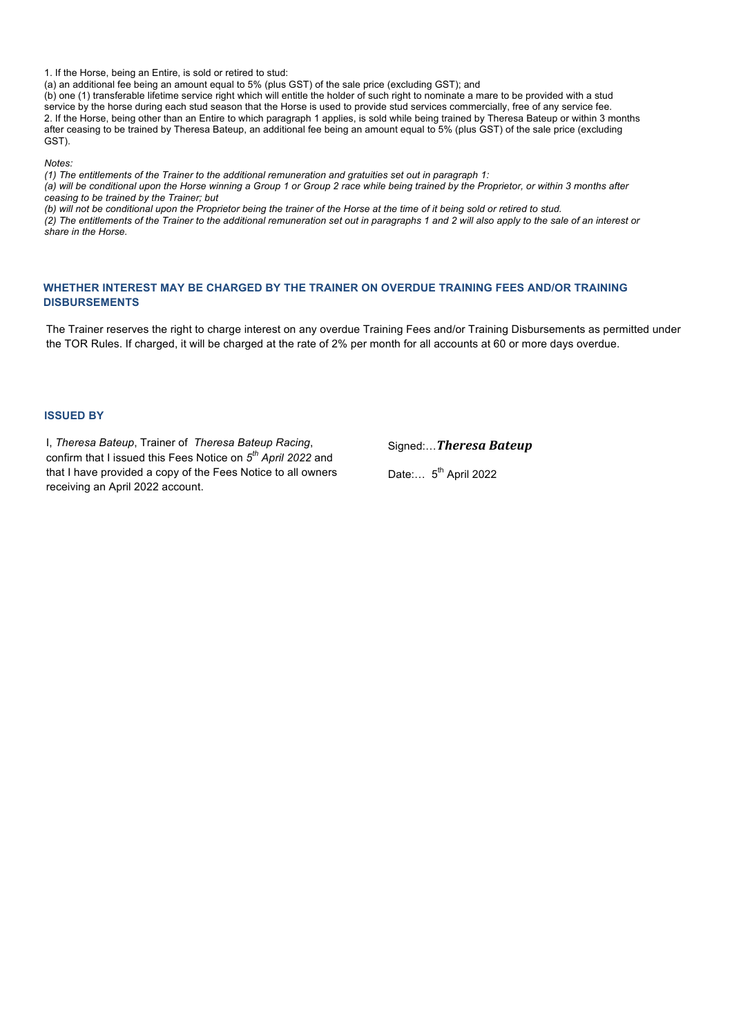1. If the Horse, being an Entire, is sold or retired to stud:
(a) an additional fee being an amount equal to 5% (plus GST) of the sale price (excluding GST); and
(b) one (1) transferable lifetime service right which will entitle the holder of such right to nominate a mare to be provided with a stud service by the horse during each stud season that the Horse is used to provide stud services commercially, free of any service fee.
2. If the Horse, being other than an Entire to which paragraph 1 applies, is sold while being trained by Theresa Bateup or within 3 months after ceasing to be trained by Theresa Bateup, an additional fee being an amount equal to 5% (plus GST) of the sale price (excluding GST).

*Notes:*
*(1) The entitlements of the Trainer to the additional remuneration and gratuities set out in paragraph 1:*
*(a) will be conditional upon the Horse winning a Group 1 or Group 2 race while being trained by the Proprietor, or within 3 months after ceasing to be trained by the Trainer; but*
*(b) will not be conditional upon the Proprietor being the trainer of the Horse at the time of it being sold or retired to stud.*
*(2) The entitlements of the Trainer to the additional remuneration set out in paragraphs 1 and 2 will also apply to the sale of an interest or share in the Horse.*

## WHETHER INTEREST MAY BE CHARGED BY THE TRAINER ON OVERDUE TRAINING FEES AND/OR TRAINING DISBURSEMENTS

The Trainer reserves the right to charge interest on any overdue Training Fees and/or Training Disbursements as permitted under the TOR Rules. If charged, it will be charged at the rate of 2% per month for all accounts at 60 or more days overdue.

## ISSUED BY

I, *Theresa Bateup*, Trainer of *Theresa Bateup Racing*, confirm that I issued this Fees Notice on *5th April 2022* and that I have provided a copy of the Fees Notice to all owners receiving an April 2022 account.

Signed:…***Theresa Bateup***

Date:… 5th April 2022